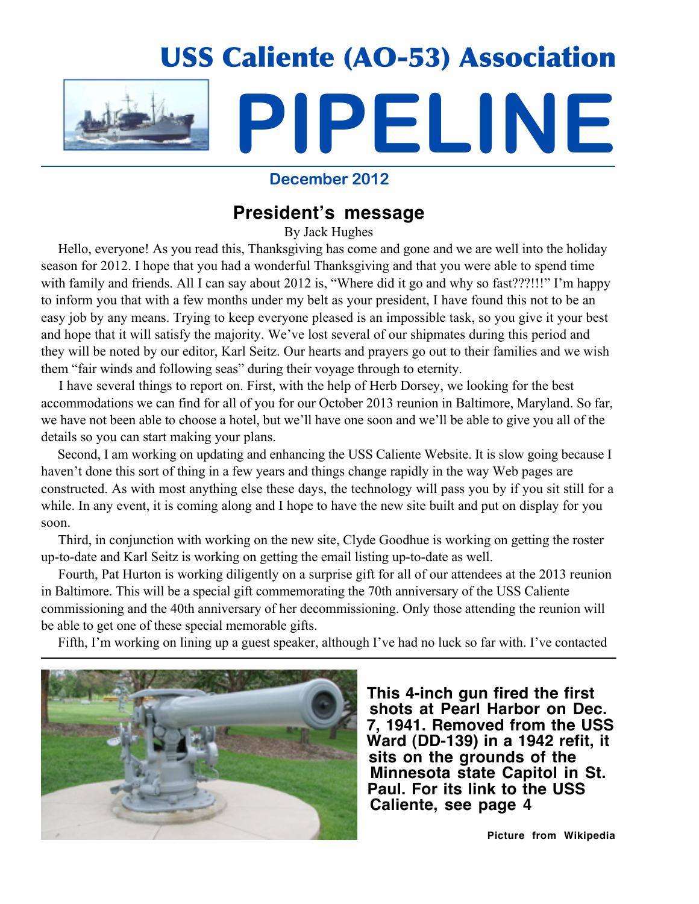# USS Caliente (AO-53) Association

# PIPELINE

**December 2012**

## President's message

By Jack Hughes

Hello, everyone! As you read this, Thanksgiving has come and gone and we are well into the holiday season for 2012. I hope that you had a wonderful Thanksgiving and that you were able to spend time with family and friends. All I can say about 2012 is, "Where did it go and why so fast???!!!" I'm happy to inform you that with a few months under my belt as your president, I have found this not to be an easy job by any means. Trying to keep everyone pleased is an impossible task, so you give it your best and hope that it will satisfy the majority. We've lost several of our shipmates during this period and they will be noted by our editor, Karl Seitz. Our hearts and prayers go out to their families and we wish them "fair winds and following seas" during their voyage through to eternity.

I have several things to report on. First, with the help of Herb Dorsey, we looking for the best accommodations we can find for all of you for our October 2013 reunion in Baltimore, Maryland. So far, we have not been able to choose a hotel, but we'll have one soon and we'll be able to give you all of the details so you can start making your plans.

Second, I am working on updating and enhancing the USS Caliente Website. It is slow going because I haven't done this sort of thing in a few years and things change rapidly in the way Web pages are constructed. As with most anything else these days, the technology will pass you by if you sit still for a while. In any event, it is coming along and I hope to have the new site built and put on display for you soon.

Third, in conjunction with working on the new site, Clyde Goodhue is working on getting the roster up-to-date and Karl Seitz is working on getting the email listing up-to-date as well.

Fourth, Pat Hurton is working diligently on a surprise gift for all of our attendees at the 2013 reunion in Baltimore. This will be a special gift commemorating the 70th anniversary of the USS Caliente commissioning and the 40th anniversary of her decommissioning. Only those attending the reunion will be able to get one of these special memorable gifts.

Fifth, I'm working on lining up a guest speaker, although I've had no luck so far with. I've contacted

**This 4-inch gun fired the first shots at Pearl Harbor on Dec. 7, 1941. Removed from the USS Ward (DD-139) in a 1942 refit, it sits on the grounds of the Minnesota state Capitol in St. Paul. For its link to the USS Caliente, see page 4**

**Picture from Wikipedia**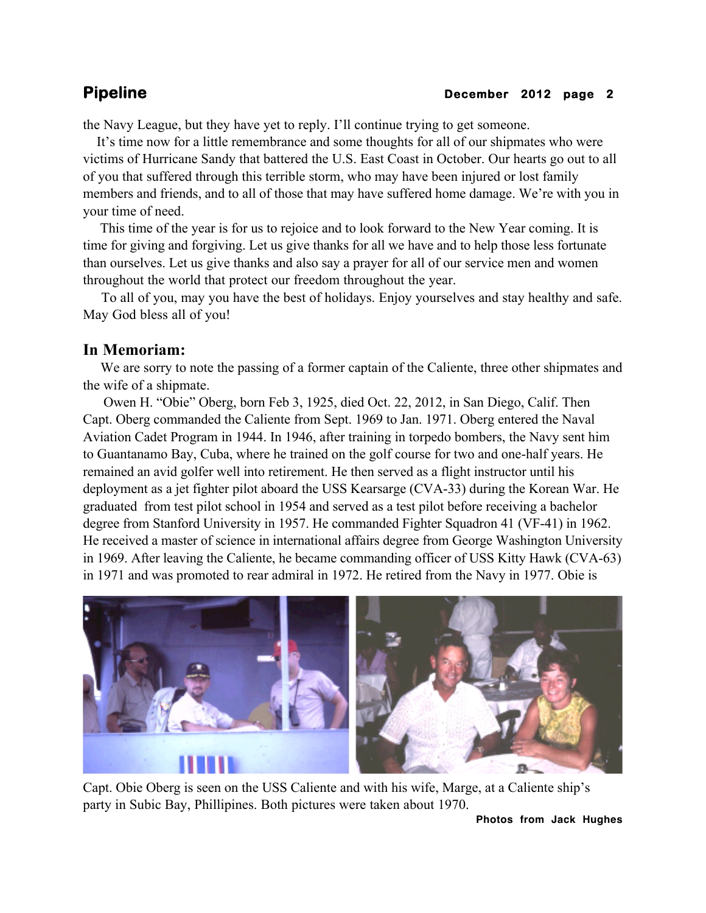the Navy League, but they have yet to reply. I'll continue trying to get someone.

It's time now for a little remembrance and some thoughts for all of our shipmates who were victims of Hurricane Sandy that battered the U.S. East Coast in October. Our hearts go out to all of you that suffered through this terrible storm, who may have been injured or lost family members and friends, and to all of those that may have suffered home damage. We're with you in your time of need.

This time of the year is for us to rejoice and to look forward to the New Year coming. It is time for giving and forgiving. Let us give thanks for all we have and to help those less fortunate than ourselves. Let us give thanks and also say a prayer for all of our service men and women throughout the world that protect our freedom throughout the year.

To all of you, may you have the best of holidays. Enjoy yourselves and stay healthy and safe. May God bless all of you!

## In Memoriam:

We are sorry to note the passing of a former captain of the Caliente, three other shipmates and the wife of a shipmate.

Owen H. "Obie" Oberg, born Feb 3, 1925, died Oct. 22, 2012, in San Diego, Calif. Then Capt. Oberg commanded the Caliente from Sept. 1969 to Jan. 1971. Oberg entered the Naval Aviation Cadet Program in 1944. In 1946, after training in torpedo bombers, the Navy sent him to Guantanamo Bay, Cuba, where he trained on the golf course for two and one-half years. He remained an avid golfer well into retirement. He then served as a flight instructor until his deployment as a jet fighter pilot aboard the USS Kearsarge (CVA-33) during the Korean War. He graduated from test pilot school in 1954 and served as a test pilot before receiving a bachelor degree from Stanford University in 1957. He commanded Fighter Squadron 41 (VF-41) in 1962. He received a master of science in international affairs degree from George Washington University in 1969. After leaving the Caliente, he became commanding officer of USS Kitty Hawk (CVA-63) in 1971 and was promoted to rear admiral in 1972. He retired from the Navy in 1977. Obie is

Capt. Obie Oberg is seen on the USS Caliente and with his wife, Marge, at a Caliente ship's party in Subic Bay, Phillipines. Both pictures were taken about 1970.

**Photos from Jack Hughes**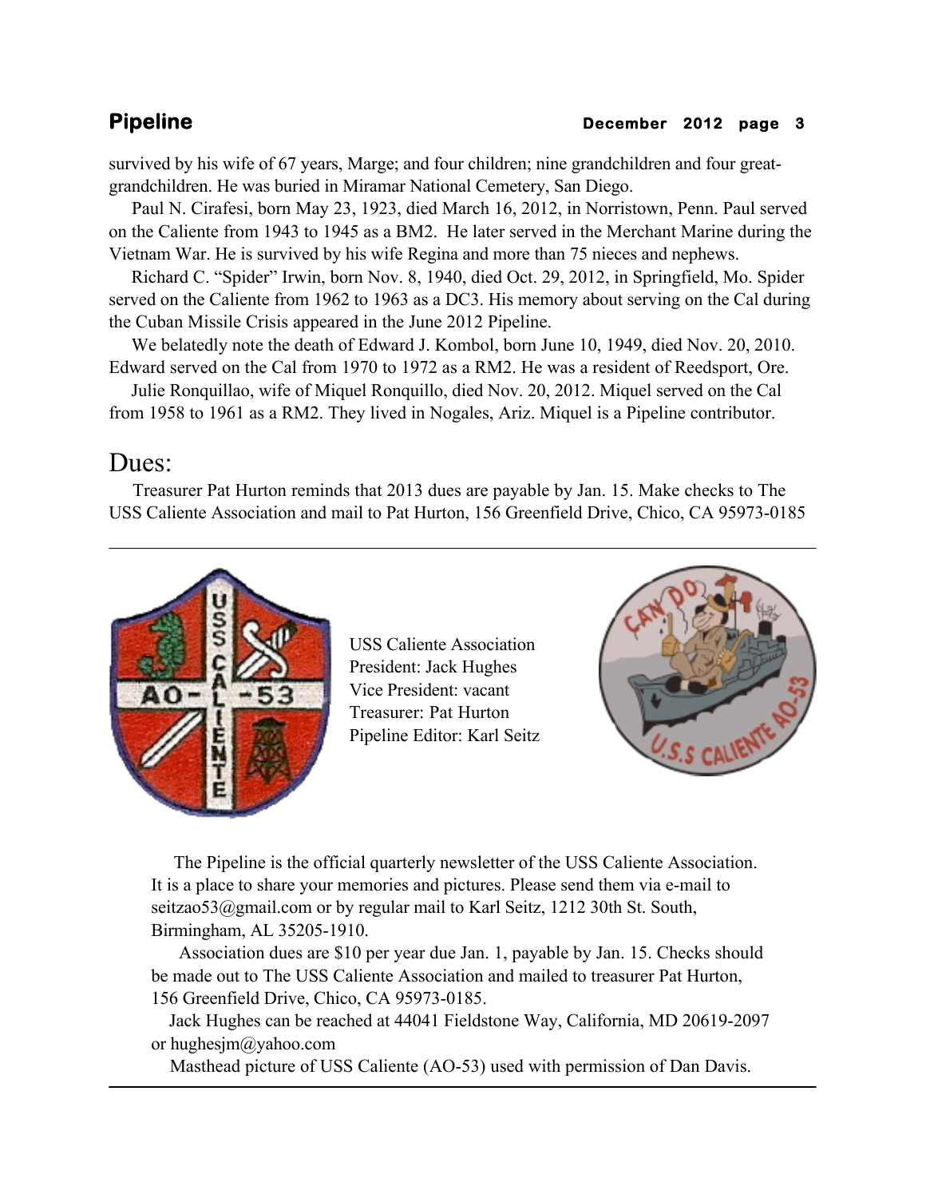survived by his wife of 67 years, Marge; and four children; nine grandchildren and four great-grandchildren. He was buried in Miramar National Cemetery, San Diego.

Paul N. Cirafesi, born May 23, 1923, died March 16, 2012, in Norristown, Penn. Paul served on the Caliente from 1943 to 1945 as a BM2. He later served in the Merchant Marine during the Vietnam War. He is survived by his wife Regina and more than 75 nieces and nephews.

Richard C. "Spider" Irwin, born Nov. 8, 1940, died Oct. 29, 2012, in Springfield, Mo. Spider served on the Caliente from 1962 to 1963 as a DC3. His memory about serving on the Cal during the Cuban Missile Crisis appeared in the June 2012 Pipeline.

We belatedly note the death of Edward J. Kombol, born June 10, 1949, died Nov. 20, 2010. Edward served on the Cal from 1970 to 1972 as a RM2. He was a resident of Reedsport, Ore.

Julie Ronquillao, wife of Miquel Ronquillo, died Nov. 20, 2012. Miquel served on the Cal from 1958 to 1961 as a RM2. They lived in Nogales, Ariz. Miquel is a Pipeline contributor.

## Dues:

Treasurer Pat Hurton reminds that 2013 dues are payable by Jan. 15. Make checks to The USS Caliente Association and mail to Pat Hurton, 156 Greenfield Drive, Chico, CA 95973-0185

---

USS Caliente Association
President: Jack Hughes
Vice President: vacant
Treasurer: Pat Hurton
Pipeline Editor: Karl Seitz

The Pipeline is the official quarterly newsletter of the USS Caliente Association. It is a place to share your memories and pictures. Please send them via e-mail to seitzao53@gmail.com or by regular mail to Karl Seitz, 1212 30th St. South, Birmingham, AL 35205-1910.

Association dues are $10 per year due Jan. 1, payable by Jan. 15. Checks should be made out to The USS Caliente Association and mailed to treasurer Pat Hurton, 156 Greenfield Drive, Chico, CA 95973-0185.

Jack Hughes can be reached at 44041 Fieldstone Way, California, MD 20619-2097 or hughesjm@yahoo.com

Masthead picture of USS Caliente (AO-53) used with permission of Dan Davis.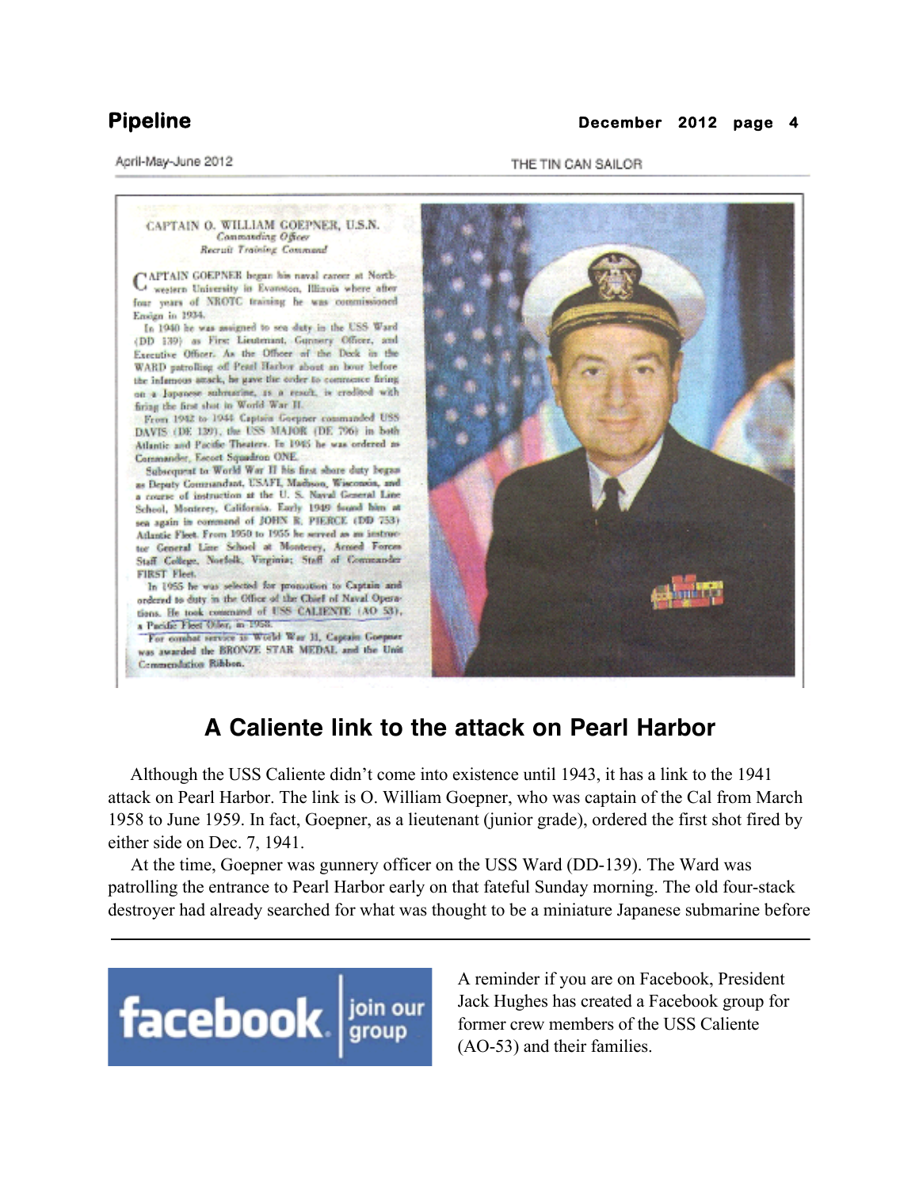April-May-June 2012 THE TIN CAN SAILOR

CAPTAIN O. WILLIAM GOEPNER, U.S.N.
*Commanding Officer*
*Recruit Training Command*

CAPTAIN GOEPNER began his naval career at Northwestern University in Evanston, Illinois where after four years of NROTC training he was commissioned Ensign in 1934.

In 1940 he was assigned to sea duty in the USS Ward (DD 139) as First Lieutenant, Gunnery Officer, and Executive Officer. As the Officer of the Deck in the WARD patrolling off Pearl Harbor about an hour before the infamous attack, he gave the order to commence firing on a Japanese submarine, as a result, is credited with firing the first shot in World War II.

From 1942 to 1944 Captain Goepner commanded USS DAVIS (DE 139), the USS MAJOR (DE 796) in both Atlantic and Pacific Theaters. In 1945 he was ordered as Commander, Escort Squadron ONE.

Subsequent to World War II his first shore duty began as Deputy Commandant, USAFI, Madison, Wisconsin, and a course of instruction at the U. S. Naval General Line School, Monterey, California. Early 1949 found him at sea again in command of JOHN R. PIERCE (DD 753) Atlantic Fleet. From 1950 to 1955 he served as an instructor General Line School at Monterey, Armed Forces Staff College, Norfolk, Virginia; Staff of Commander FIRST Fleet.

In 1955 he was selected for promotion to Captain and ordered to duty in the Office of the Chief of Naval Operations. He took command of USS CALIENTE (AO 53), a Pacific Fleet Oiler, in 1958.

For combat service in World War II, Captain Goepner was awarded the BRONZE STAR MEDAL and the Unit Commendation Ribbon.

## A Caliente link to the attack on Pearl Harbor

Although the USS Caliente didn't come into existence until 1943, it has a link to the 1941 attack on Pearl Harbor. The link is O. William Goepner, who was captain of the Cal from March 1958 to June 1959. In fact, Goepner, as a lieutenant (junior grade), ordered the first shot fired by either side on Dec. 7, 1941.

At the time, Goepner was gunnery officer on the USS Ward (DD-139). The Ward was patrolling the entrance to Pearl Harbor early on that fateful Sunday morning. The old four-stack destroyer had already searched for what was thought to be a miniature Japanese submarine before

---

facebook | join our group

A reminder if you are on Facebook, President Jack Hughes has created a Facebook group for former crew members of the USS Caliente (AO-53) and their families.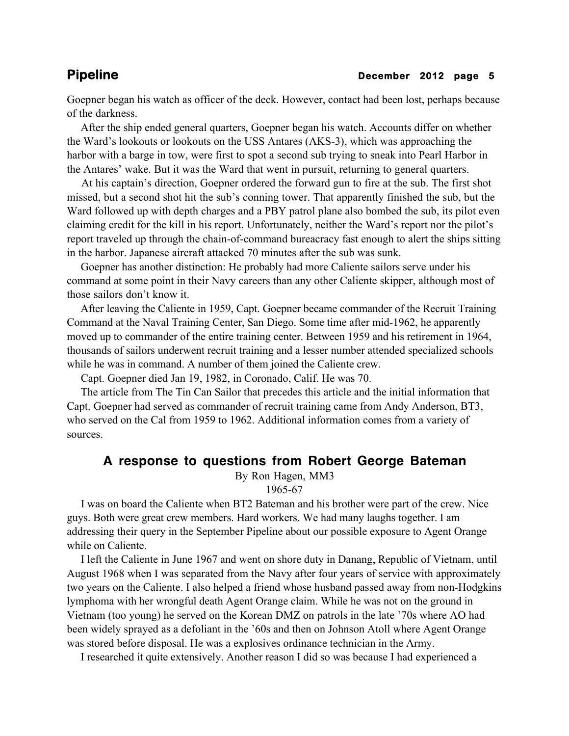Goepner began his watch as officer of the deck. However, contact had been lost, perhaps because of the darkness.

After the ship ended general quarters, Goepner began his watch. Accounts differ on whether the Ward's lookouts or lookouts on the USS Antares (AKS-3), which was approaching the harbor with a barge in tow, were first to spot a second sub trying to sneak into Pearl Harbor in the Antares' wake. But it was the Ward that went in pursuit, returning to general quarters.

At his captain's direction, Goepner ordered the forward gun to fire at the sub. The first shot missed, but a second shot hit the sub's conning tower. That apparently finished the sub, but the Ward followed up with depth charges and a PBY patrol plane also bombed the sub, its pilot even claiming credit for the kill in his report. Unfortunately, neither the Ward's report nor the pilot's report traveled up through the chain-of-command bureacracy fast enough to alert the ships sitting in the harbor. Japanese aircraft attacked 70 minutes after the sub was sunk.

Goepner has another distinction: He probably had more Caliente sailors serve under his command at some point in their Navy careers than any other Caliente skipper, although most of those sailors don't know it.

After leaving the Caliente in 1959, Capt. Goepner became commander of the Recruit Training Command at the Naval Training Center, San Diego. Some time after mid-1962, he apparently moved up to commander of the entire training center. Between 1959 and his retirement in 1964, thousands of sailors underwent recruit training and a lesser number attended specialized schools while he was in command. A number of them joined the Caliente crew.

Capt. Goepner died Jan 19, 1982, in Coronado, Calif. He was 70.

The article from The Tin Can Sailor that precedes this article and the initial information that Capt. Goepner had served as commander of recruit training came from Andy Anderson, BT3, who served on the Cal from 1959 to 1962. Additional information comes from a variety of sources.

## A response to questions from Robert George Bateman

By Ron Hagen, MM3
1965-67

I was on board the Caliente when BT2 Bateman and his brother were part of the crew. Nice guys. Both were great crew members. Hard workers. We had many laughs together. I am addressing their query in the September Pipeline about our possible exposure to Agent Orange while on Caliente.

I left the Caliente in June 1967 and went on shore duty in Danang, Republic of Vietnam, until August 1968 when I was separated from the Navy after four years of service with approximately two years on the Caliente. I also helped a friend whose husband passed away from non-Hodgkins lymphoma with her wrongful death Agent Orange claim. While he was not on the ground in Vietnam (too young) he served on the Korean DMZ on patrols in the late '70s where AO had been widely sprayed as a defoliant in the '60s and then on Johnson Atoll where Agent Orange was stored before disposal. He was a explosives ordinance technician in the Army.

I researched it quite extensively. Another reason I did so was because I had experienced a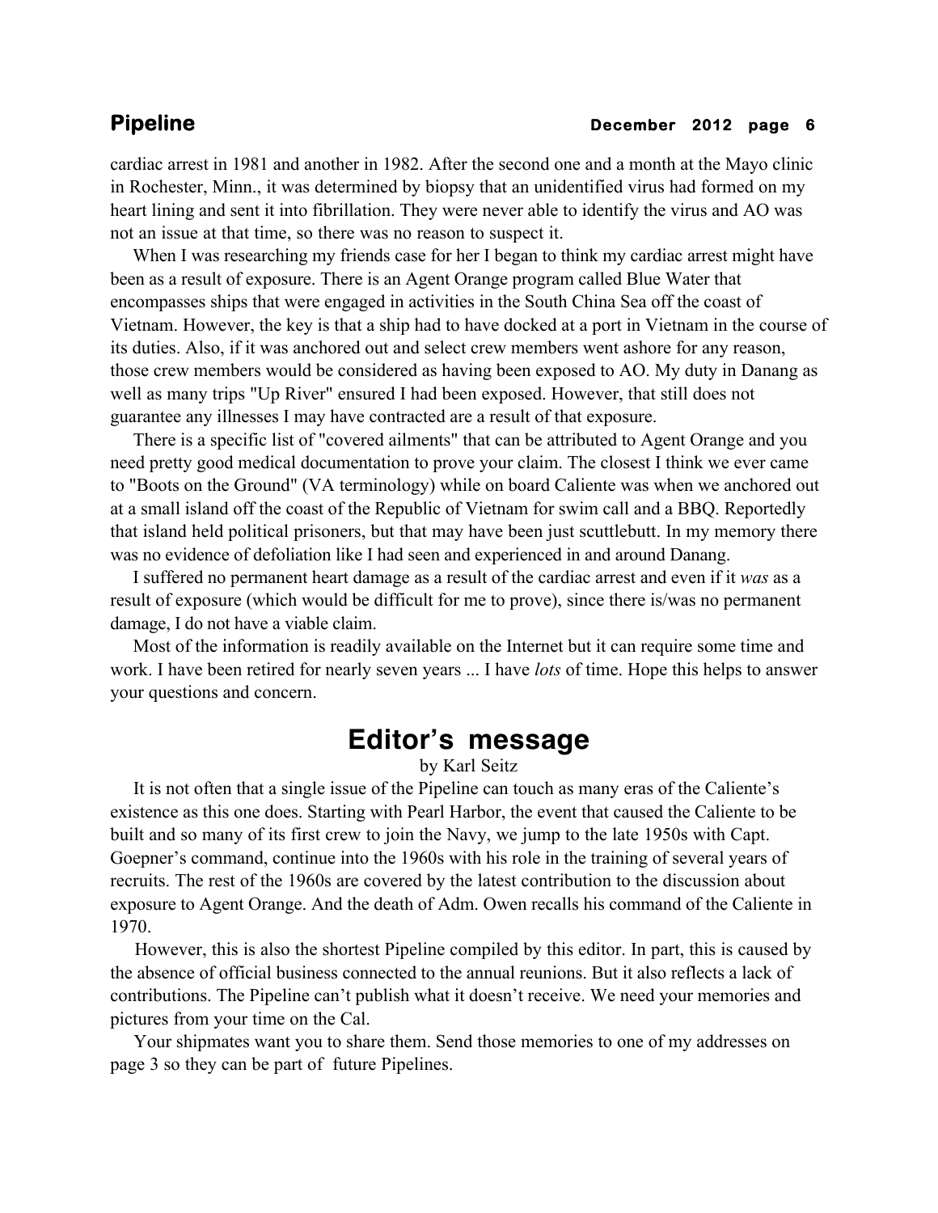cardiac arrest in 1981 and another in 1982. After the second one and a month at the Mayo clinic in Rochester, Minn., it was determined by biopsy that an unidentified virus had formed on my heart lining and sent it into fibrillation. They were never able to identify the virus and AO was not an issue at that time, so there was no reason to suspect it.

When I was researching my friends case for her I began to think my cardiac arrest might have been as a result of exposure. There is an Agent Orange program called Blue Water that encompasses ships that were engaged in activities in the South China Sea off the coast of Vietnam. However, the key is that a ship had to have docked at a port in Vietnam in the course of its duties. Also, if it was anchored out and select crew members went ashore for any reason, those crew members would be considered as having been exposed to AO. My duty in Danang as well as many trips "Up River" ensured I had been exposed. However, that still does not guarantee any illnesses I may have contracted are a result of that exposure.

There is a specific list of "covered ailments" that can be attributed to Agent Orange and you need pretty good medical documentation to prove your claim. The closest I think we ever came to "Boots on the Ground" (VA terminology) while on board Caliente was when we anchored out at a small island off the coast of the Republic of Vietnam for swim call and a BBQ. Reportedly that island held political prisoners, but that may have been just scuttlebutt. In my memory there was no evidence of defoliation like I had seen and experienced in and around Danang.

I suffered no permanent heart damage as a result of the cardiac arrest and even if it *was* as a result of exposure (which would be difficult for me to prove), since there is/was no permanent damage, I do not have a viable claim.

Most of the information is readily available on the Internet but it can require some time and work. I have been retired for nearly seven years ... I have *lots* of time. Hope this helps to answer your questions and concern.

## Editor's message

by Karl Seitz

It is not often that a single issue of the Pipeline can touch as many eras of the Caliente's existence as this one does. Starting with Pearl Harbor, the event that caused the Caliente to be built and so many of its first crew to join the Navy, we jump to the late 1950s with Capt. Goepner's command, continue into the 1960s with his role in the training of several years of recruits. The rest of the 1960s are covered by the latest contribution to the discussion about exposure to Agent Orange. And the death of Adm. Owen recalls his command of the Caliente in 1970.

However, this is also the shortest Pipeline compiled by this editor. In part, this is caused by the absence of official business connected to the annual reunions. But it also reflects a lack of contributions. The Pipeline can't publish what it doesn't receive. We need your memories and pictures from your time on the Cal.

Your shipmates want you to share them. Send those memories to one of my addresses on page 3 so they can be part of future Pipelines.